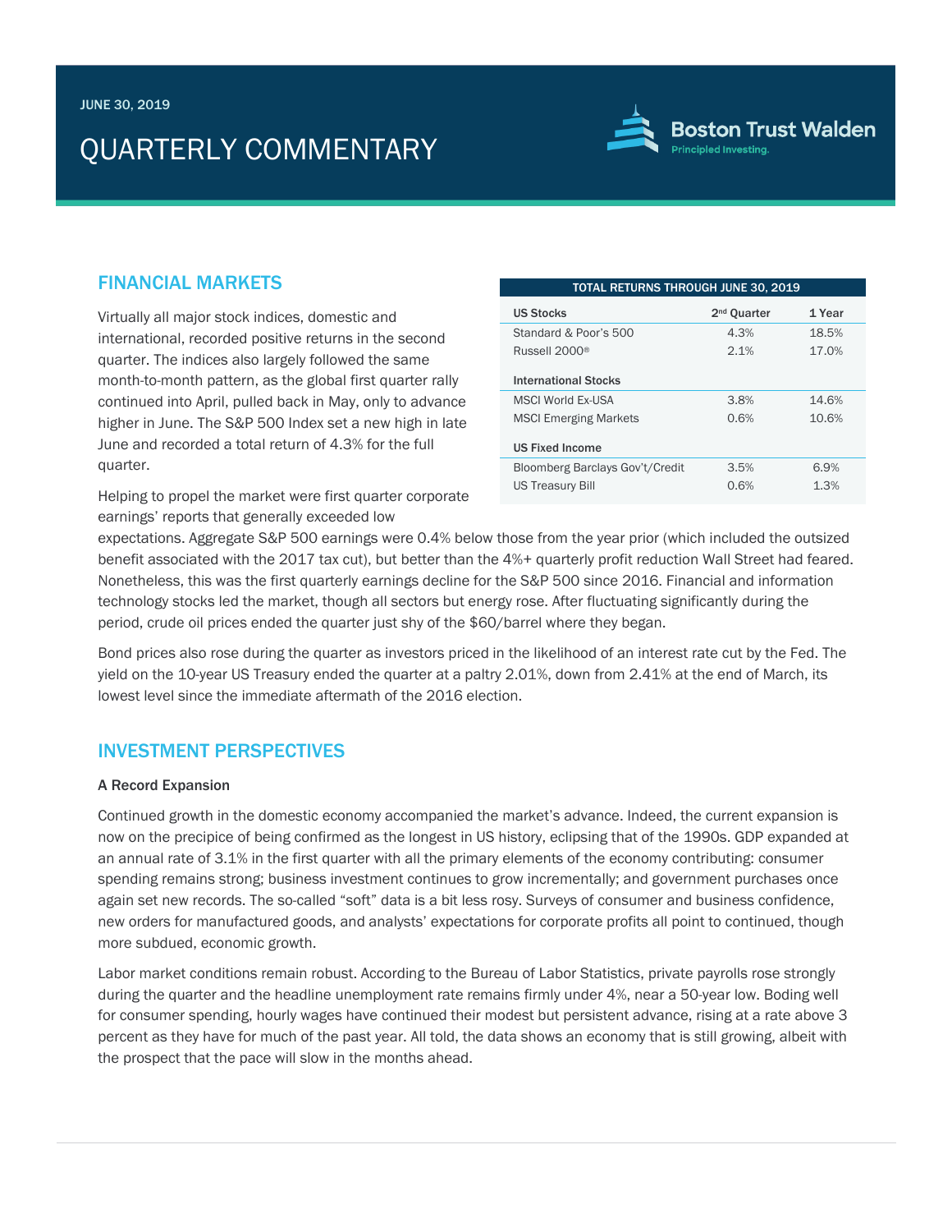JUNE 30, 2019

# QUARTERLY COMMENTARY

## FINANCIAL MARKETS

| TOTAL RETURNS THROUGH JUNE 30, 2019 | | |
|---|---|---|
| **US Stocks** | **2nd Quarter** | **1 Year** |
| Standard & Poor's 500 | 4.3% | 18.5% |
| Russell 2000® | 2.1% | 17.0% |
| **International Stocks** | | |
| MSCI World Ex-USA | 3.8% | 14.6% |
| MSCI Emerging Markets | 0.6% | 10.6% |
| **US Fixed Income** | | |
| Bloomberg Barclays Gov't/Credit | 3.5% | 6.9% |
| US Treasury Bill | 0.6% | 1.3% |

Virtually all major stock indices, domestic and international, recorded positive returns in the second quarter. The indices also largely followed the same month-to-month pattern, as the global first quarter rally continued into April, pulled back in May, only to advance higher in June. The S&P 500 Index set a new high in late June and recorded a total return of 4.3% for the full quarter.

Helping to propel the market were first quarter corporate earnings' reports that generally exceeded low expectations. Aggregate S&P 500 earnings were 0.4% below those from the year prior (which included the outsized benefit associated with the 2017 tax cut), but better than the 4%+ quarterly profit reduction Wall Street had feared. Nonetheless, this was the first quarterly earnings decline for the S&P 500 since 2016. Financial and information technology stocks led the market, though all sectors but energy rose. After fluctuating significantly during the period, crude oil prices ended the quarter just shy of the $60/barrel where they began.

Bond prices also rose during the quarter as investors priced in the likelihood of an interest rate cut by the Fed. The yield on the 10-year US Treasury ended the quarter at a paltry 2.01%, down from 2.41% at the end of March, its lowest level since the immediate aftermath of the 2016 election.

## INVESTMENT PERSPECTIVES

### A Record Expansion

Continued growth in the domestic economy accompanied the market's advance. Indeed, the current expansion is now on the precipice of being confirmed as the longest in US history, eclipsing that of the 1990s. GDP expanded at an annual rate of 3.1% in the first quarter with all the primary elements of the economy contributing: consumer spending remains strong; business investment continues to grow incrementally; and government purchases once again set new records. The so-called "soft" data is a bit less rosy. Surveys of consumer and business confidence, new orders for manufactured goods, and analysts' expectations for corporate profits all point to continued, though more subdued, economic growth.

Labor market conditions remain robust. According to the Bureau of Labor Statistics, private payrolls rose strongly during the quarter and the headline unemployment rate remains firmly under 4%, near a 50-year low. Boding well for consumer spending, hourly wages have continued their modest but persistent advance, rising at a rate above 3 percent as they have for much of the past year. All told, the data shows an economy that is still growing, albeit with the prospect that the pace will slow in the months ahead.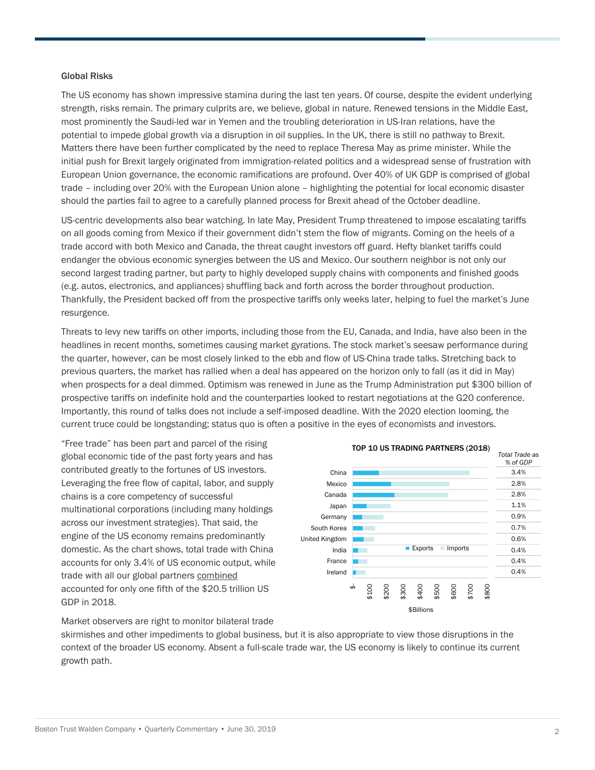**Global Risks**

The US economy has shown impressive stamina during the last ten years. Of course, despite the evident underlying strength, risks remain. The primary culprits are, we believe, global in nature. Renewed tensions in the Middle East, most prominently the Saudi-led war in Yemen and the troubling deterioration in US-Iran relations, have the potential to impede global growth via a disruption in oil supplies. In the UK, there is still no pathway to Brexit. Matters there have been further complicated by the need to replace Theresa May as prime minister. While the initial push for Brexit largely originated from immigration-related politics and a widespread sense of frustration with European Union governance, the economic ramifications are profound. Over 40% of UK GDP is comprised of global trade – including over 20% with the European Union alone – highlighting the potential for local economic disaster should the parties fail to agree to a carefully planned process for Brexit ahead of the October deadline.

US-centric developments also bear watching. In late May, President Trump threatened to impose escalating tariffs on all goods coming from Mexico if their government didn't stem the flow of migrants. Coming on the heels of a trade accord with both Mexico and Canada, the threat caught investors off guard. Hefty blanket tariffs could endanger the obvious economic synergies between the US and Mexico. Our southern neighbor is not only our second largest trading partner, but party to highly developed supply chains with components and finished goods (e.g. autos, electronics, and appliances) shuffling back and forth across the border throughout production. Thankfully, the President backed off from the prospective tariffs only weeks later, helping to fuel the market's June resurgence.

Threats to levy new tariffs on other imports, including those from the EU, Canada, and India, have also been in the headlines in recent months, sometimes causing market gyrations. The stock market's seesaw performance during the quarter, however, can be most closely linked to the ebb and flow of US-China trade talks. Stretching back to previous quarters, the market has rallied when a deal has appeared on the horizon only to fall (as it did in May) when prospects for a deal dimmed. Optimism was renewed in June as the Trump Administration put $300 billion of prospective tariffs on indefinite hold and the counterparties looked to restart negotiations at the G20 conference. Importantly, this round of talks does not include a self-imposed deadline. With the 2020 election looming, the current truce could be longstanding; status quo is often a positive in the eyes of economists and investors.

"Free trade" has been part and parcel of the rising global economic tide of the past forty years and has contributed greatly to the fortunes of US investors. Leveraging the free flow of capital, labor, and supply chains is a core competency of successful multinational corporations (including many holdings across our investment strategies). That said, the engine of the US economy remains predominantly domestic. As the chart shows, total trade with China accounts for only 3.4% of US economic output, while trade with all our global partners combined accounted for only one fifth of the $20.5 trillion US GDP in 2018.

**TOP 10 US TRADING PARTNERS (2018)**

| Country | *Total Trade as % of GDP* |
|---|---|
| China | 3.4% |
| Mexico | 2.8% |
| Canada | 2.8% |
| Japan | 1.1% |
| Germany | 0.9% |
| South Korea | 0.7% |
| United Kingdom | 0.6% |
| India | 0.4% |
| France | 0.4% |
| Ireland | 0.4% |

Exports / Imports ($Billions)

Market observers are right to monitor bilateral trade skirmishes and other impediments to global business, but it is also appropriate to view those disruptions in the context of the broader US economy. Absent a full-scale trade war, the US economy is likely to continue its current growth path.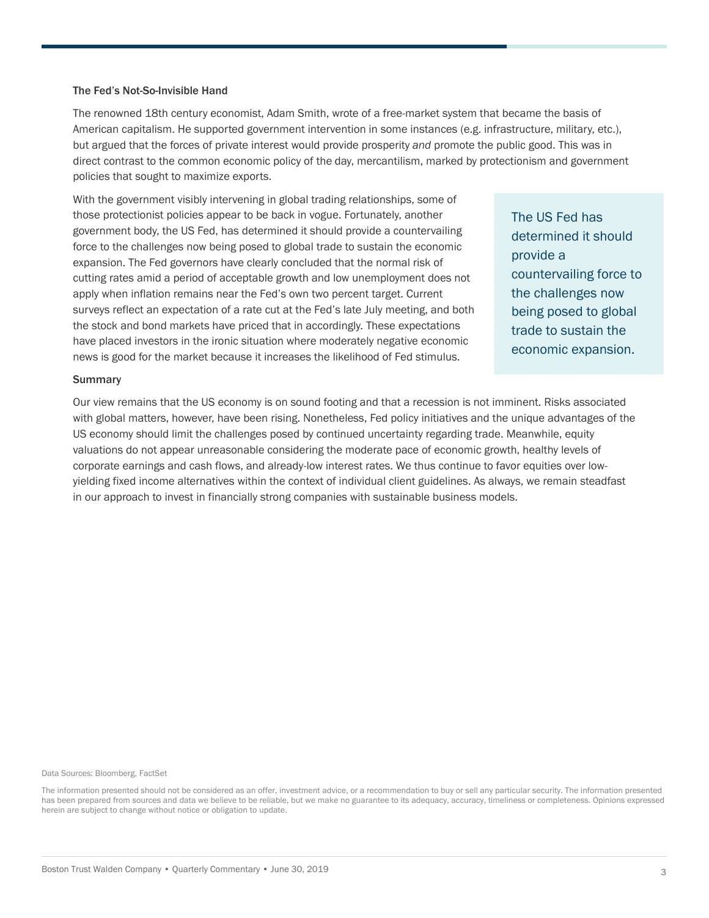### The Fed's Not-So-Invisible Hand

The renowned 18th century economist, Adam Smith, wrote of a free-market system that became the basis of American capitalism. He supported government intervention in some instances (e.g. infrastructure, military, etc.), but argued that the forces of private interest would provide prosperity *and* promote the public good. This was in direct contrast to the common economic policy of the day, mercantilism, marked by protectionism and government policies that sought to maximize exports.

With the government visibly intervening in global trading relationships, some of those protectionist policies appear to be back in vogue. Fortunately, another government body, the US Fed, has determined it should provide a countervailing force to the challenges now being posed to global trade to sustain the economic expansion. The Fed governors have clearly concluded that the normal risk of cutting rates amid a period of acceptable growth and low unemployment does not apply when inflation remains near the Fed's own two percent target. Current surveys reflect an expectation of a rate cut at the Fed's late July meeting, and both the stock and bond markets have priced that in accordingly. These expectations have placed investors in the ironic situation where moderately negative economic news is good for the market because it increases the likelihood of Fed stimulus.

> The US Fed has determined it should provide a countervailing force to the challenges now being posed to global trade to sustain the economic expansion.

### Summary

Our view remains that the US economy is on sound footing and that a recession is not imminent. Risks associated with global matters, however, have been rising. Nonetheless, Fed policy initiatives and the unique advantages of the US economy should limit the challenges posed by continued uncertainty regarding trade. Meanwhile, equity valuations do not appear unreasonable considering the moderate pace of economic growth, healthy levels of corporate earnings and cash flows, and already-low interest rates. We thus continue to favor equities over low-yielding fixed income alternatives within the context of individual client guidelines. As always, we remain steadfast in our approach to invest in financially strong companies with sustainable business models.

Data Sources: Bloomberg, FactSet

The information presented should not be considered as an offer, investment advice, or a recommendation to buy or sell any particular security. The information presented has been prepared from sources and data we believe to be reliable, but we make no guarantee to its adequacy, accuracy, timeliness or completeness. Opinions expressed herein are subject to change without notice or obligation to update.